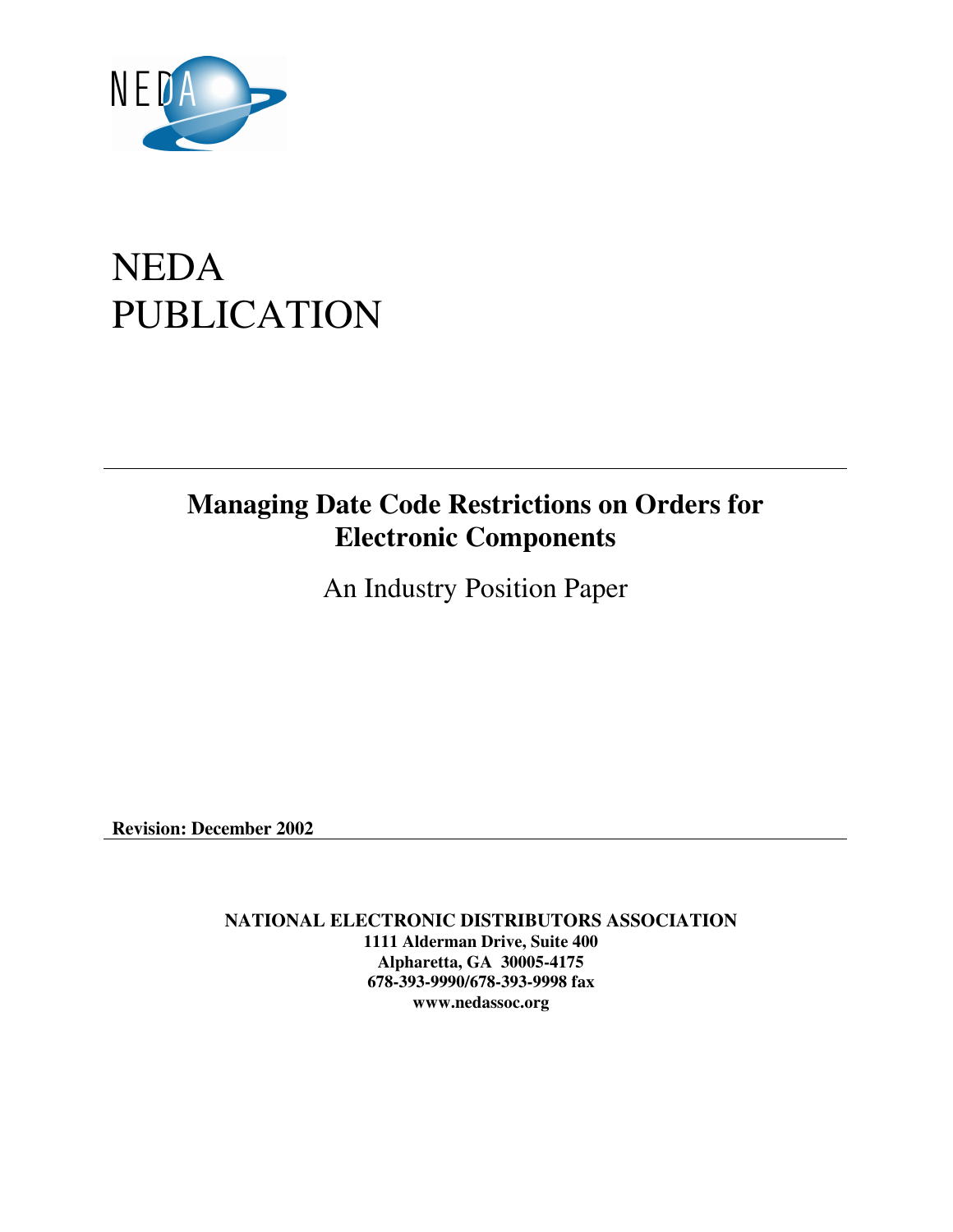NEDA

# NEDA PUBLICATION

## Managing Date Code Restrictions on Orders for Electronic Components

An Industry Position Paper

**Revision: December 2002**

**NATIONAL ELECTRONIC DISTRIBUTORS ASSOCIATION**
**1111 Alderman Drive, Suite 400**
**Alpharetta, GA 30005-4175**
**678-393-9990/678-393-9998 fax**
**www.nedassoc.org**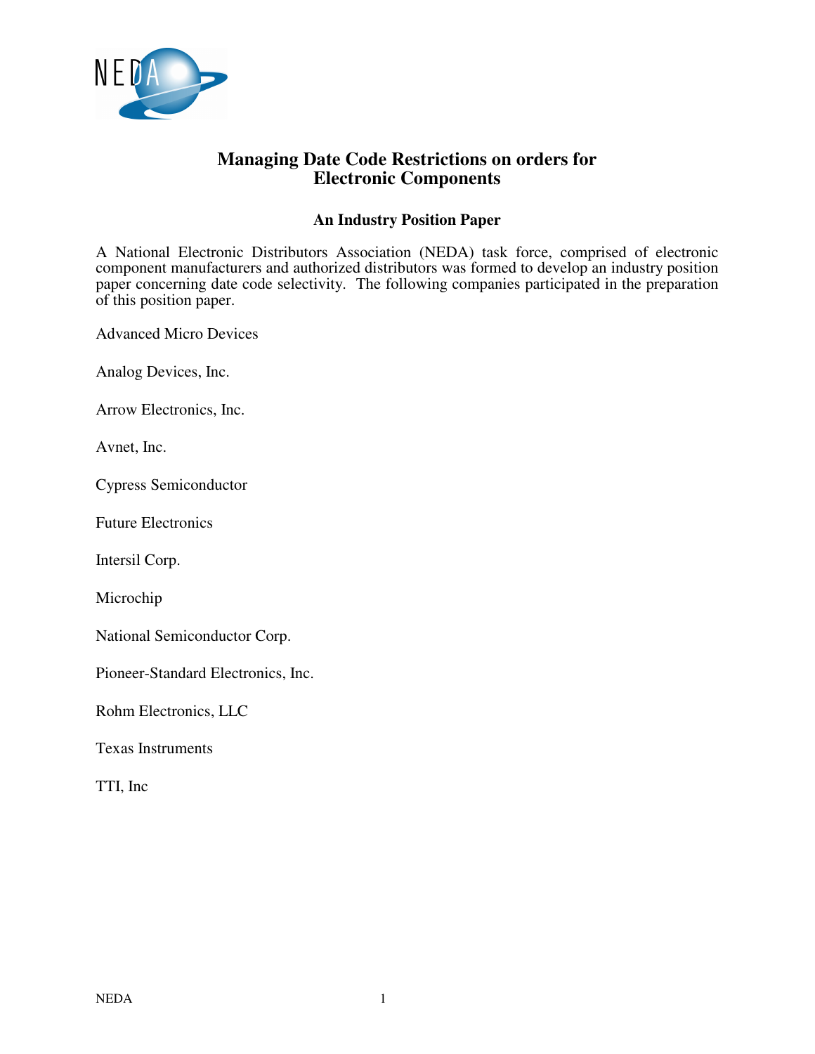# Managing Date Code Restrictions on orders for Electronic Components

## An Industry Position Paper

A National Electronic Distributors Association (NEDA) task force, comprised of electronic component manufacturers and authorized distributors was formed to develop an industry position paper concerning date code selectivity. The following companies participated in the preparation of this position paper.

Advanced Micro Devices

Analog Devices, Inc.

Arrow Electronics, Inc.

Avnet, Inc.

Cypress Semiconductor

Future Electronics

Intersil Corp.

Microchip

National Semiconductor Corp.

Pioneer-Standard Electronics, Inc.

Rohm Electronics, LLC

Texas Instruments

TTI, Inc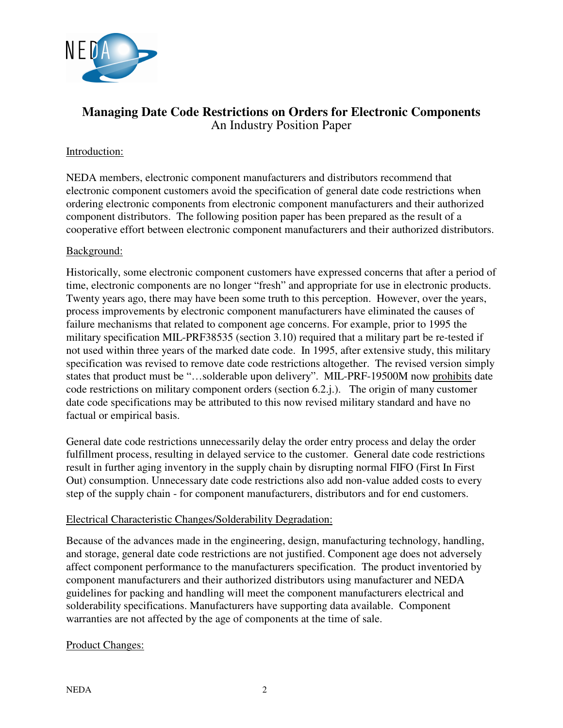# Managing Date Code Restrictions on Orders for Electronic Components

An Industry Position Paper

## Introduction:

NEDA members, electronic component manufacturers and distributors recommend that electronic component customers avoid the specification of general date code restrictions when ordering electronic components from electronic component manufacturers and their authorized component distributors. The following position paper has been prepared as the result of a cooperative effort between electronic component manufacturers and their authorized distributors.

## Background:

Historically, some electronic component customers have expressed concerns that after a period of time, electronic components are no longer "fresh" and appropriate for use in electronic products. Twenty years ago, there may have been some truth to this perception. However, over the years, process improvements by electronic component manufacturers have eliminated the causes of failure mechanisms that related to component age concerns. For example, prior to 1995 the military specification MIL-PRF38535 (section 3.10) required that a military part be re-tested if not used within three years of the marked date code. In 1995, after extensive study, this military specification was revised to remove date code restrictions altogether. The revised version simply states that product must be "…solderable upon delivery". MIL-PRF-19500M now prohibits date code restrictions on military component orders (section 6.2.j.). The origin of many customer date code specifications may be attributed to this now revised military standard and have no factual or empirical basis.

General date code restrictions unnecessarily delay the order entry process and delay the order fulfillment process, resulting in delayed service to the customer. General date code restrictions result in further aging inventory in the supply chain by disrupting normal FIFO (First In First Out) consumption. Unnecessary date code restrictions also add non-value added costs to every step of the supply chain - for component manufacturers, distributors and for end customers.

## Electrical Characteristic Changes/Solderability Degradation:

Because of the advances made in the engineering, design, manufacturing technology, handling, and storage, general date code restrictions are not justified. Component age does not adversely affect component performance to the manufacturers specification. The product inventoried by component manufacturers and their authorized distributors using manufacturer and NEDA guidelines for packing and handling will meet the component manufacturers electrical and solderability specifications. Manufacturers have supporting data available. Component warranties are not affected by the age of components at the time of sale.

## Product Changes: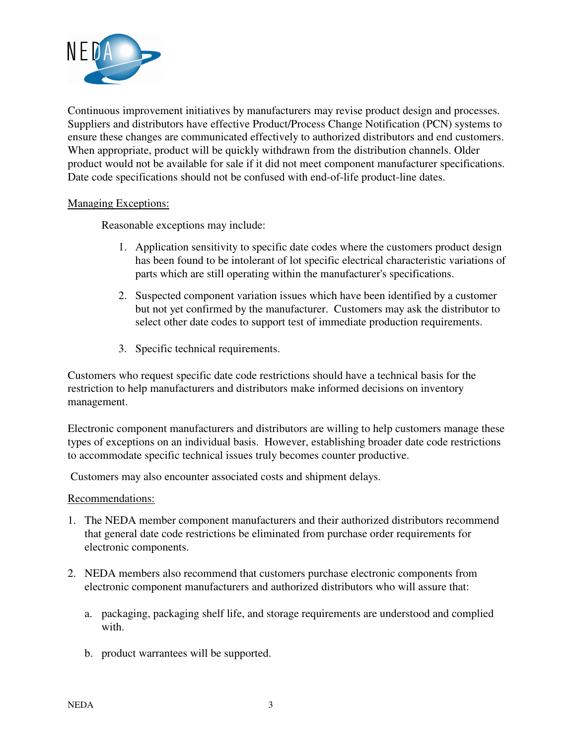Continuous improvement initiatives by manufacturers may revise product design and processes. Suppliers and distributors have effective Product/Process Change Notification (PCN) systems to ensure these changes are communicated effectively to authorized distributors and end customers. When appropriate, product will be quickly withdrawn from the distribution channels. Older product would not be available for sale if it did not meet component manufacturer specifications. Date code specifications should not be confused with end-of-life product-line dates.

Managing Exceptions:

Reasonable exceptions may include:

1. Application sensitivity to specific date codes where the customers product design has been found to be intolerant of lot specific electrical characteristic variations of parts which are still operating within the manufacturer's specifications.
2. Suspected component variation issues which have been identified by a customer but not yet confirmed by the manufacturer. Customers may ask the distributor to select other date codes to support test of immediate production requirements.
3. Specific technical requirements.

Customers who request specific date code restrictions should have a technical basis for the restriction to help manufacturers and distributors make informed decisions on inventory management.

Electronic component manufacturers and distributors are willing to help customers manage these types of exceptions on an individual basis. However, establishing broader date code restrictions to accommodate specific technical issues truly becomes counter productive.

Customers may also encounter associated costs and shipment delays.

Recommendations:

1. The NEDA member component manufacturers and their authorized distributors recommend that general date code restrictions be eliminated from purchase order requirements for electronic components.
2. NEDA members also recommend that customers purchase electronic components from electronic component manufacturers and authorized distributors who will assure that:
   a. packaging, packaging shelf life, and storage requirements are understood and complied with.
   b. product warrantees will be supported.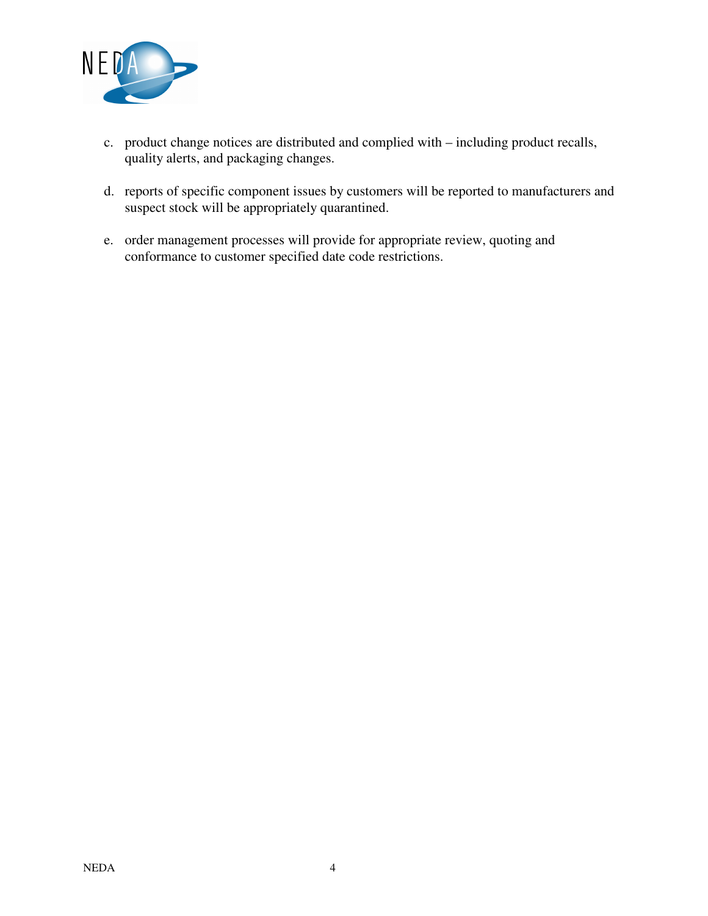c. product change notices are distributed and complied with – including product recalls, quality alerts, and packaging changes.

d. reports of specific component issues by customers will be reported to manufacturers and suspect stock will be appropriately quarantined.

e. order management processes will provide for appropriate review, quoting and conformance to customer specified date code restrictions.